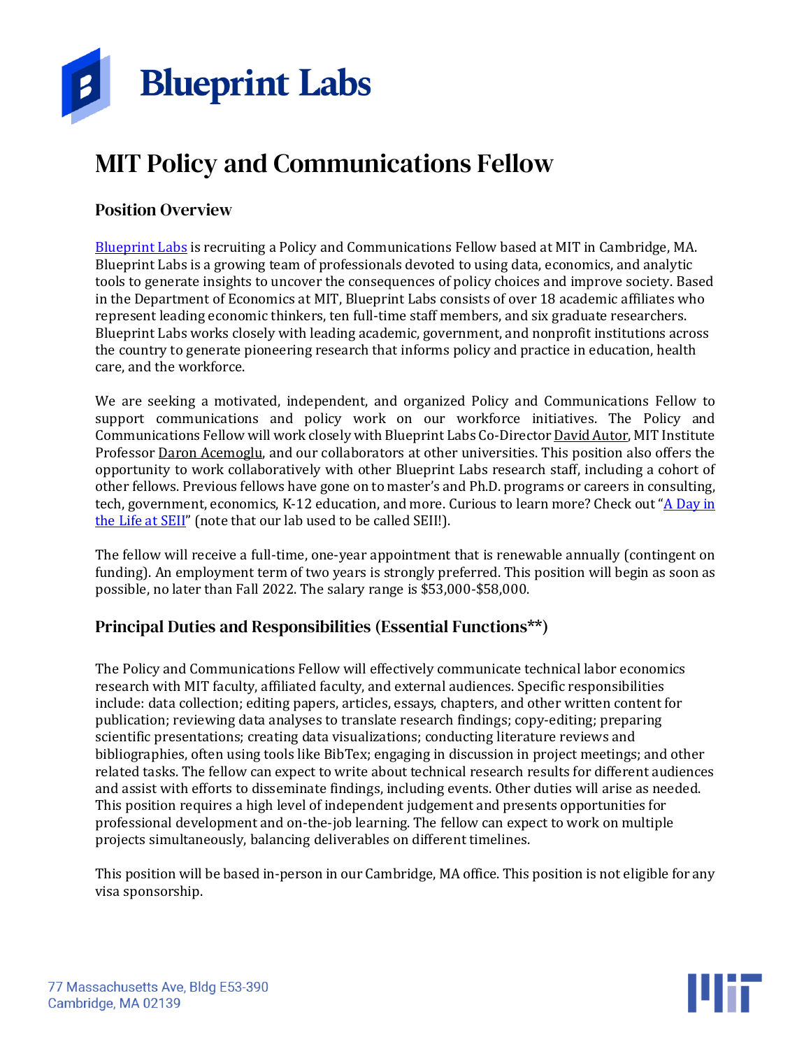# Blueprint Labs

# MIT Policy and Communications Fellow

## Position Overview

Blueprint Labs is recruiting a Policy and Communications Fellow based at MIT in Cambridge, MA. Blueprint Labs is a growing team of professionals devoted to using data, economics, and analytic tools to generate insights to uncover the consequences of policy choices and improve society. Based in the Department of Economics at MIT, Blueprint Labs consists of over 18 academic affiliates who represent leading economic thinkers, ten full-time staff members, and six graduate researchers. Blueprint Labs works closely with leading academic, government, and nonprofit institutions across the country to generate pioneering research that informs policy and practice in education, health care, and the workforce.

We are seeking a motivated, independent, and organized Policy and Communications Fellow to support communications and policy work on our workforce initiatives. The Policy and Communications Fellow will work closely with Blueprint Labs Co-Director David Autor, MIT Institute Professor Daron Acemoglu, and our collaborators at other universities. This position also offers the opportunity to work collaboratively with other Blueprint Labs research staff, including a cohort of other fellows. Previous fellows have gone on to master's and Ph.D. programs or careers in consulting, tech, government, economics, K-12 education, and more. Curious to learn more? Check out "A Day in the Life at SEII" (note that our lab used to be called SEII!).

The fellow will receive a full-time, one-year appointment that is renewable annually (contingent on funding). An employment term of two years is strongly preferred. This position will begin as soon as possible, no later than Fall 2022. The salary range is $53,000-$58,000.

## Principal Duties and Responsibilities (Essential Functions**)

The Policy and Communications Fellow will effectively communicate technical labor economics research with MIT faculty, affiliated faculty, and external audiences. Specific responsibilities include: data collection; editing papers, articles, essays, chapters, and other written content for publication; reviewing data analyses to translate research findings; copy-editing; preparing scientific presentations; creating data visualizations; conducting literature reviews and bibliographies, often using tools like BibTex; engaging in discussion in project meetings; and other related tasks. The fellow can expect to write about technical research results for different audiences and assist with efforts to disseminate findings, including events. Other duties will arise as needed. This position requires a high level of independent judgement and presents opportunities for professional development and on-the-job learning. The fellow can expect to work on multiple projects simultaneously, balancing deliverables on different timelines.

This position will be based in-person in our Cambridge, MA office. This position is not eligible for any visa sponsorship.

77 Massachusetts Ave, Bldg E53-390
Cambridge, MA 02139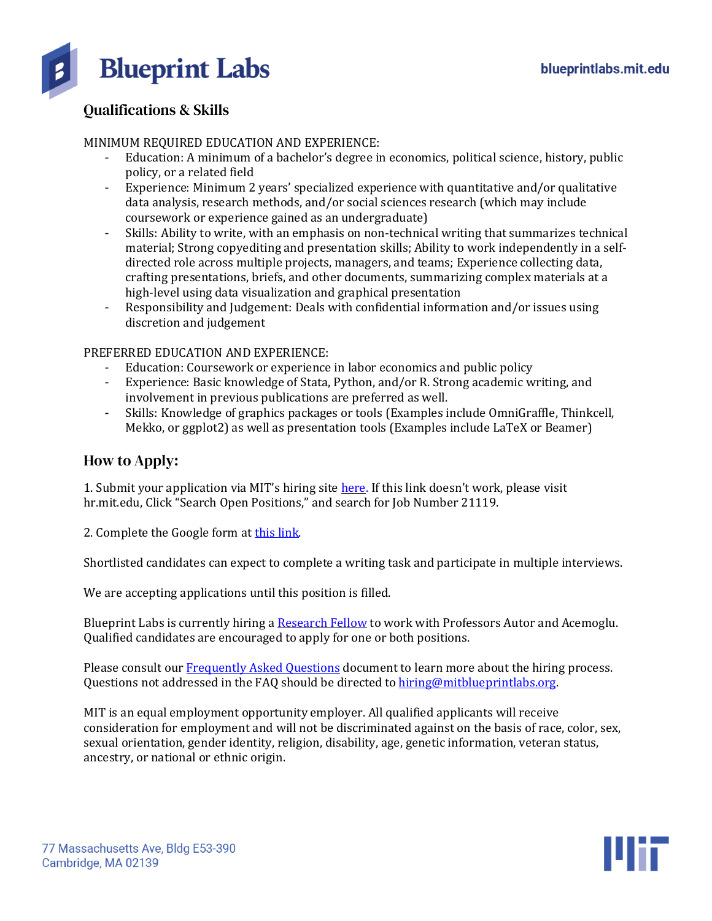## Qualifications & Skills

MINIMUM REQUIRED EDUCATION AND EXPERIENCE:

- Education: A minimum of a bachelor's degree in economics, political science, history, public policy, or a related field
- Experience: Minimum 2 years' specialized experience with quantitative and/or qualitative data analysis, research methods, and/or social sciences research (which may include coursework or experience gained as an undergraduate)
- Skills: Ability to write, with an emphasis on non-technical writing that summarizes technical material; Strong copyediting and presentation skills; Ability to work independently in a self-directed role across multiple projects, managers, and teams; Experience collecting data, crafting presentations, briefs, and other documents, summarizing complex materials at a high-level using data visualization and graphical presentation
- Responsibility and Judgement: Deals with confidential information and/or issues using discretion and judgement

PREFERRED EDUCATION AND EXPERIENCE:

- Education: Coursework or experience in labor economics and public policy
- Experience: Basic knowledge of Stata, Python, and/or R. Strong academic writing, and involvement in previous publications are preferred as well.
- Skills: Knowledge of graphics packages or tools (Examples include OmniGraffle, Thinkcell, Mekko, or ggplot2) as well as presentation tools (Examples include LaTeX or Beamer)

## How to Apply:

1. Submit your application via MIT's hiring site here. If this link doesn't work, please visit hr.mit.edu, Click "Search Open Positions," and search for Job Number 21119.

2. Complete the Google form at this link.

Shortlisted candidates can expect to complete a writing task and participate in multiple interviews.

We are accepting applications until this position is filled.

Blueprint Labs is currently hiring a Research Fellow to work with Professors Autor and Acemoglu. Qualified candidates are encouraged to apply for one or both positions.

Please consult our Frequently Asked Questions document to learn more about the hiring process. Questions not addressed in the FAQ should be directed to hiring@mitblueprintlabs.org.

MIT is an equal employment opportunity employer. All qualified applicants will receive consideration for employment and will not be discriminated against on the basis of race, color, sex, sexual orientation, gender identity, religion, disability, age, genetic information, veteran status, ancestry, or national or ethnic origin.